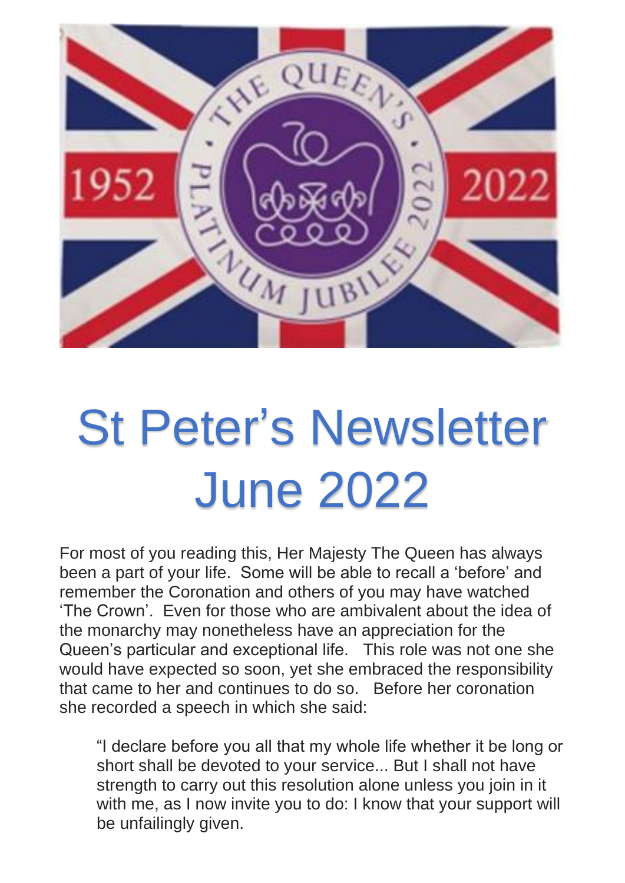# St Peter's Newsletter June 2022

For most of you reading this, Her Majesty The Queen has always been a part of your life. Some will be able to recall a 'before' and remember the Coronation and others of you may have watched 'The Crown'. Even for those who are ambivalent about the idea of the monarchy may nonetheless have an appreciation for the Queen's particular and exceptional life. This role was not one she would have expected so soon, yet she embraced the responsibility that came to her and continues to do so. Before her coronation she recorded a speech in which she said:

> "I declare before you all that my whole life whether it be long or short shall be devoted to your service... But I shall not have strength to carry out this resolution alone unless you join in it with me, as I now invite you to do: I know that your support will be unfailingly given.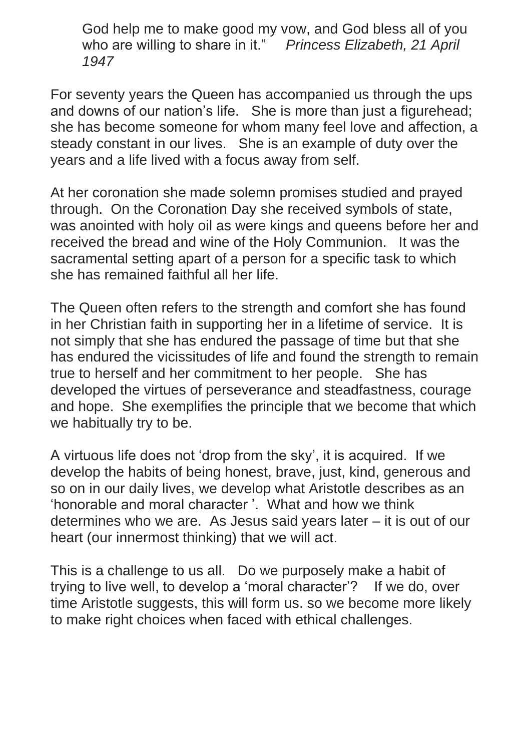God help me to make good my vow, and God bless all of you who are willing to share in it." *Princess Elizabeth, 21 April 1947*

For seventy years the Queen has accompanied us through the ups and downs of our nation's life. She is more than just a figurehead; she has become someone for whom many feel love and affection, a steady constant in our lives. She is an example of duty over the years and a life lived with a focus away from self.

At her coronation she made solemn promises studied and prayed through. On the Coronation Day she received symbols of state, was anointed with holy oil as were kings and queens before her and received the bread and wine of the Holy Communion. It was the sacramental setting apart of a person for a specific task to which she has remained faithful all her life.

The Queen often refers to the strength and comfort she has found in her Christian faith in supporting her in a lifetime of service. It is not simply that she has endured the passage of time but that she has endured the vicissitudes of life and found the strength to remain true to herself and her commitment to her people. She has developed the virtues of perseverance and steadfastness, courage and hope. She exemplifies the principle that we become that which we habitually try to be.

A virtuous life does not 'drop from the sky', it is acquired. If we develop the habits of being honest, brave, just, kind, generous and so on in our daily lives, we develop what Aristotle describes as an 'honorable and moral character '. What and how we think determines who we are. As Jesus said years later – it is out of our heart (our innermost thinking) that we will act.

This is a challenge to us all. Do we purposely make a habit of trying to live well, to develop a 'moral character'? If we do, over time Aristotle suggests, this will form us. so we become more likely to make right choices when faced with ethical challenges.